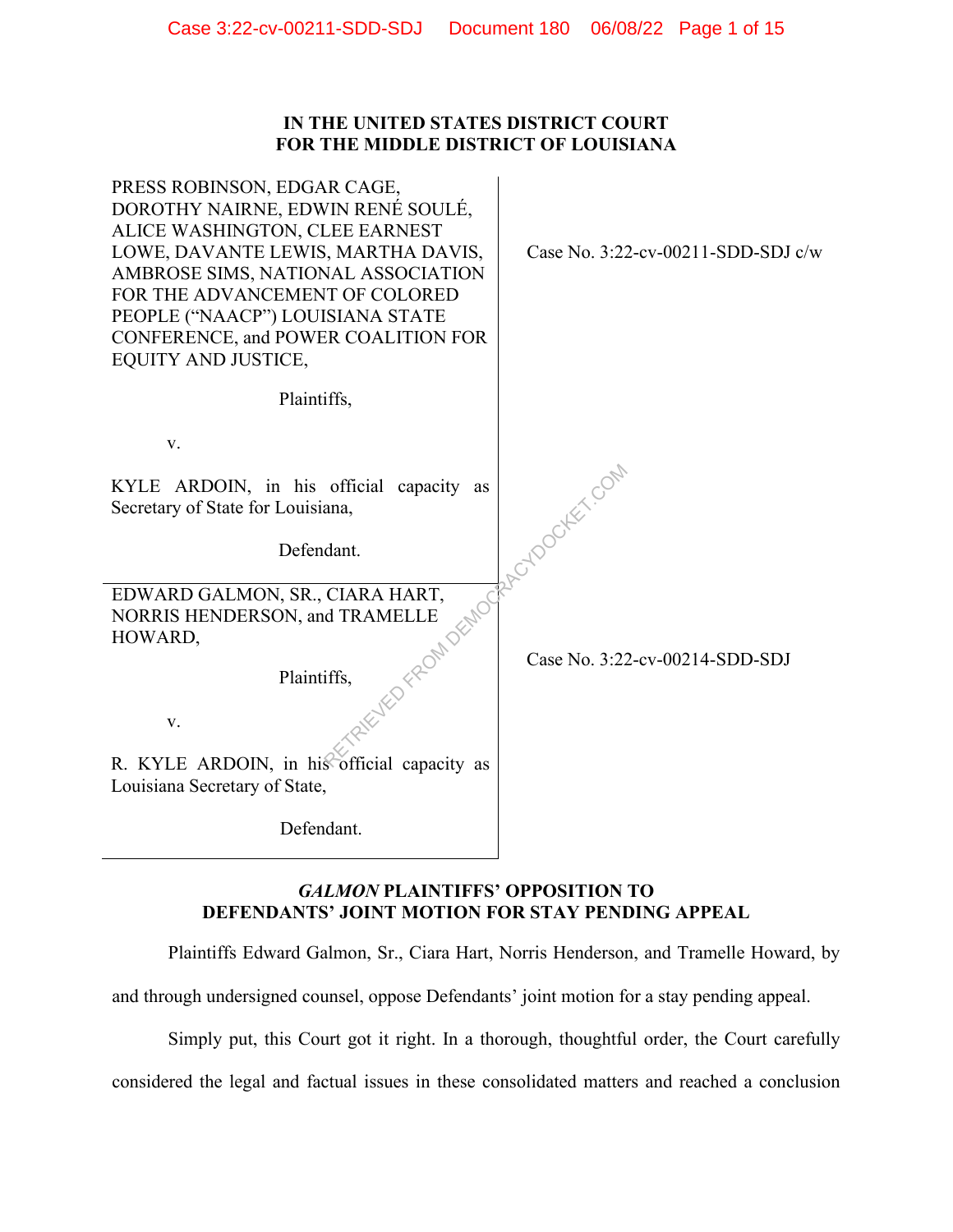# IN THE UNITED STATES DISTRICT COURT FOR THE MIDDLE DISTRICT OF LOUISIANA

| | |
|---|---|
| PRESS ROBINSON, EDGAR CAGE, DOROTHY NAIRNE, EDWIN RENÉ SOULÉ, ALICE WASHINGTON, CLEE EARNEST LOWE, DAVANTE LEWIS, MARTHA DAVIS, AMBROSE SIMS, NATIONAL ASSOCIATION FOR THE ADVANCEMENT OF COLORED PEOPLE ("NAACP") LOUISIANA STATE CONFERENCE, and POWER COALITION FOR EQUITY AND JUSTICE,<br><br>Plaintiffs,<br><br>v.<br><br>KYLE ARDOIN, in his official capacity as Secretary of State for Louisiana,<br><br>Defendant. | Case No. 3:22-cv-00211-SDD-SDJ c/w |
| EDWARD GALMON, SR., CIARA HART, NORRIS HENDERSON, and TRAMELLE HOWARD,<br><br>Plaintiffs,<br><br>v.<br><br>R. KYLE ARDOIN, in his official capacity as Louisiana Secretary of State,<br><br>Defendant. | Case No. 3:22-cv-00214-SDD-SDJ |

## *GALMON* PLAINTIFFS' OPPOSITION TO DEFENDANTS' JOINT MOTION FOR STAY PENDING APPEAL

Plaintiffs Edward Galmon, Sr., Ciara Hart, Norris Henderson, and Tramelle Howard, by and through undersigned counsel, oppose Defendants' joint motion for a stay pending appeal.

Simply put, this Court got it right. In a thorough, thoughtful order, the Court carefully considered the legal and factual issues in these consolidated matters and reached a conclusion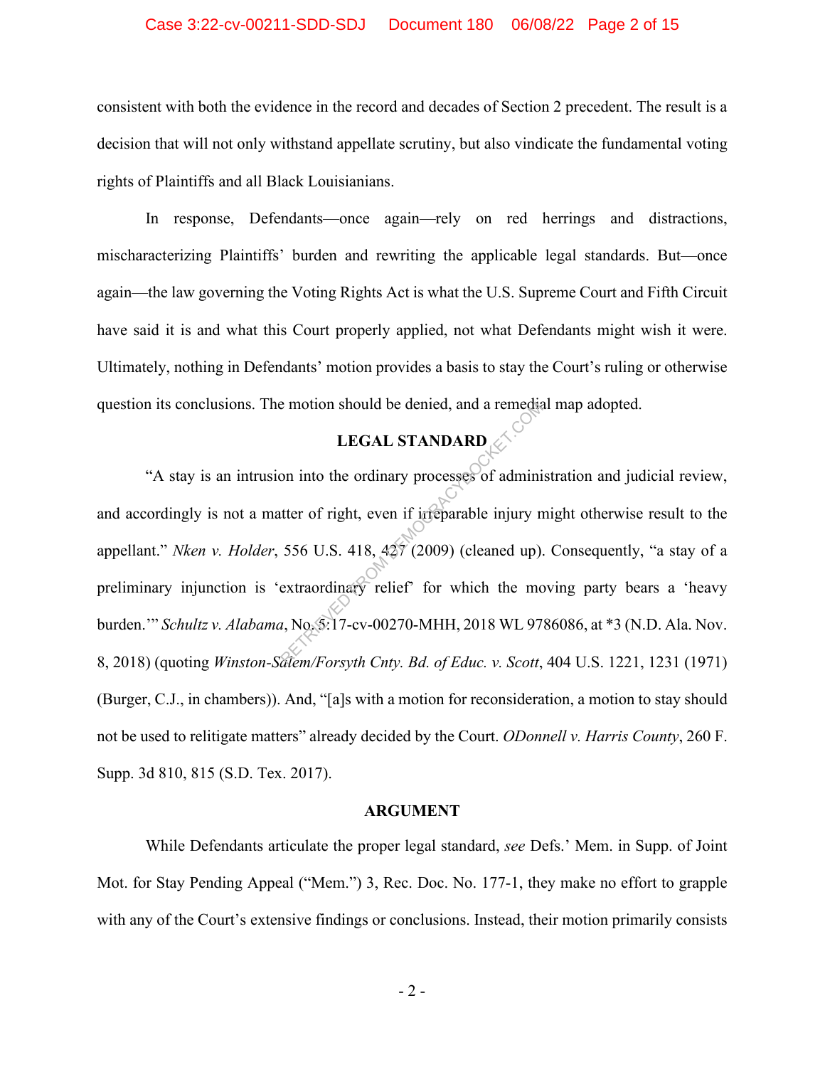consistent with both the evidence in the record and decades of Section 2 precedent. The result is a decision that will not only withstand appellate scrutiny, but also vindicate the fundamental voting rights of Plaintiffs and all Black Louisianians.

In response, Defendants—once again—rely on red herrings and distractions, mischaracterizing Plaintiffs' burden and rewriting the applicable legal standards. But—once again—the law governing the Voting Rights Act is what the U.S. Supreme Court and Fifth Circuit have said it is and what this Court properly applied, not what Defendants might wish it were. Ultimately, nothing in Defendants' motion provides a basis to stay the Court's ruling or otherwise question its conclusions. The motion should be denied, and a remedial map adopted.

## LEGAL STANDARD

"A stay is an intrusion into the ordinary processes of administration and judicial review, and accordingly is not a matter of right, even if irreparable injury might otherwise result to the appellant." *Nken v. Holder*, 556 U.S. 418, 427 (2009) (cleaned up). Consequently, "a stay of a preliminary injunction is 'extraordinary relief' for which the moving party bears a 'heavy burden.'" *Schultz v. Alabama*, No. 5:17-cv-00270-MHH, 2018 WL 9786086, at *3 (N.D. Ala. Nov. 8, 2018) (quoting *Winston-Salem/Forsyth Cnty. Bd. of Educ. v. Scott*, 404 U.S. 1221, 1231 (1971) (Burger, C.J., in chambers)). And, "[a]s with a motion for reconsideration, a motion to stay should not be used to relitigate matters" already decided by the Court. *ODonnell v. Harris County*, 260 F. Supp. 3d 810, 815 (S.D. Tex. 2017).

## ARGUMENT

While Defendants articulate the proper legal standard, *see* Defs.' Mem. in Supp. of Joint Mot. for Stay Pending Appeal ("Mem.") 3, Rec. Doc. No. 177-1, they make no effort to grapple with any of the Court's extensive findings or conclusions. Instead, their motion primarily consists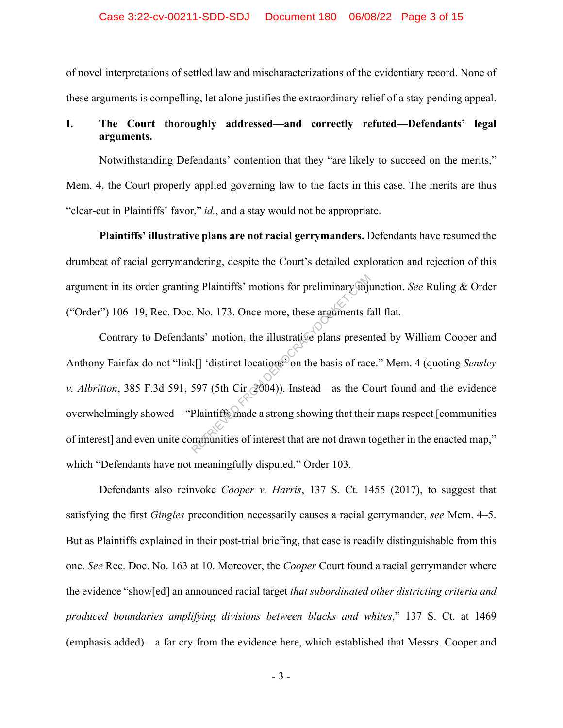of novel interpretations of settled law and mischaracterizations of the evidentiary record. None of these arguments is compelling, let alone justifies the extraordinary relief of a stay pending appeal.

## I. The Court thoroughly addressed—and correctly refuted—Defendants' legal arguments.

Notwithstanding Defendants' contention that they "are likely to succeed on the merits," Mem. 4, the Court properly applied governing law to the facts in this case. The merits are thus "clear-cut in Plaintiffs' favor," *id.*, and a stay would not be appropriate.

**Plaintiffs' illustrative plans are not racial gerrymanders.** Defendants have resumed the drumbeat of racial gerrymandering, despite the Court's detailed exploration and rejection of this argument in its order granting Plaintiffs' motions for preliminary injunction. *See* Ruling & Order ("Order") 106–19, Rec. Doc. No. 173. Once more, these arguments fall flat.

Contrary to Defendants' motion, the illustrative plans presented by William Cooper and Anthony Fairfax do not "link[] 'distinct locations' on the basis of race." Mem. 4 (quoting *Sensley v. Albritton*, 385 F.3d 591, 597 (5th Cir. 2004)). Instead—as the Court found and the evidence overwhelmingly showed—"Plaintiffs made a strong showing that their maps respect [communities of interest] and even unite communities of interest that are not drawn together in the enacted map," which "Defendants have not meaningfully disputed." Order 103.

Defendants also reinvoke *Cooper v. Harris*, 137 S. Ct. 1455 (2017), to suggest that satisfying the first *Gingles* precondition necessarily causes a racial gerrymander, *see* Mem. 4–5. But as Plaintiffs explained in their post-trial briefing, that case is readily distinguishable from this one. *See* Rec. Doc. No. 163 at 10. Moreover, the *Cooper* Court found a racial gerrymander where the evidence "show[ed] an announced racial target *that subordinated other districting criteria and produced boundaries amplifying divisions between blacks and whites*," 137 S. Ct. at 1469 (emphasis added)—a far cry from the evidence here, which established that Messrs. Cooper and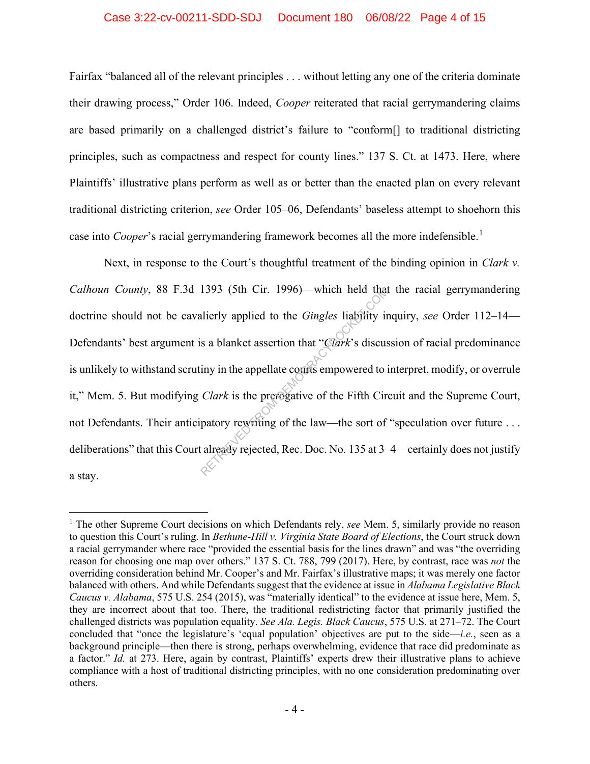Fairfax "balanced all of the relevant principles . . . without letting any one of the criteria dominate their drawing process," Order 106. Indeed, *Cooper* reiterated that racial gerrymandering claims are based primarily on a challenged district's failure to "conform[] to traditional districting principles, such as compactness and respect for county lines." 137 S. Ct. at 1473. Here, where Plaintiffs' illustrative plans perform as well as or better than the enacted plan on every relevant traditional districting criterion, *see* Order 105–06, Defendants' baseless attempt to shoehorn this case into *Cooper*'s racial gerrymandering framework becomes all the more indefensible.[1]

Next, in response to the Court's thoughtful treatment of the binding opinion in *Clark v. Calhoun County*, 88 F.3d 1393 (5th Cir. 1996)—which held that the racial gerrymandering doctrine should not be cavalierly applied to the *Gingles* liability inquiry, *see* Order 112–14—Defendants' best argument is a blanket assertion that "*Clark*'s discussion of racial predominance is unlikely to withstand scrutiny in the appellate courts empowered to interpret, modify, or overrule it," Mem. 5. But modifying *Clark* is the prerogative of the Fifth Circuit and the Supreme Court, not Defendants. Their anticipatory rewriting of the law—the sort of "speculation over future . . . deliberations" that this Court already rejected, Rec. Doc. No. 135 at 3–4—certainly does not justify a stay.

[1] The other Supreme Court decisions on which Defendants rely, *see* Mem. 5, similarly provide no reason to question this Court's ruling. In *Bethune-Hill v. Virginia State Board of Elections*, the Court struck down a racial gerrymander where race "provided the essential basis for the lines drawn" and was "the overriding reason for choosing one map over others." 137 S. Ct. 788, 799 (2017). Here, by contrast, race was *not* the overriding consideration behind Mr. Cooper's and Mr. Fairfax's illustrative maps; it was merely one factor balanced with others. And while Defendants suggest that the evidence at issue in *Alabama Legislative Black Caucus v. Alabama*, 575 U.S. 254 (2015), was "materially identical" to the evidence at issue here, Mem. 5, they are incorrect about that too. There, the traditional redistricting factor that primarily justified the challenged districts was population equality. *See Ala. Legis. Black Caucus*, 575 U.S. at 271–72. The Court concluded that "once the legislature's 'equal population' objectives are put to the side—*i.e.*, seen as a background principle—then there is strong, perhaps overwhelming, evidence that race did predominate as a factor." *Id.* at 273. Here, again by contrast, Plaintiffs' experts drew their illustrative plans to achieve compliance with a host of traditional districting principles, with no one consideration predominating over others.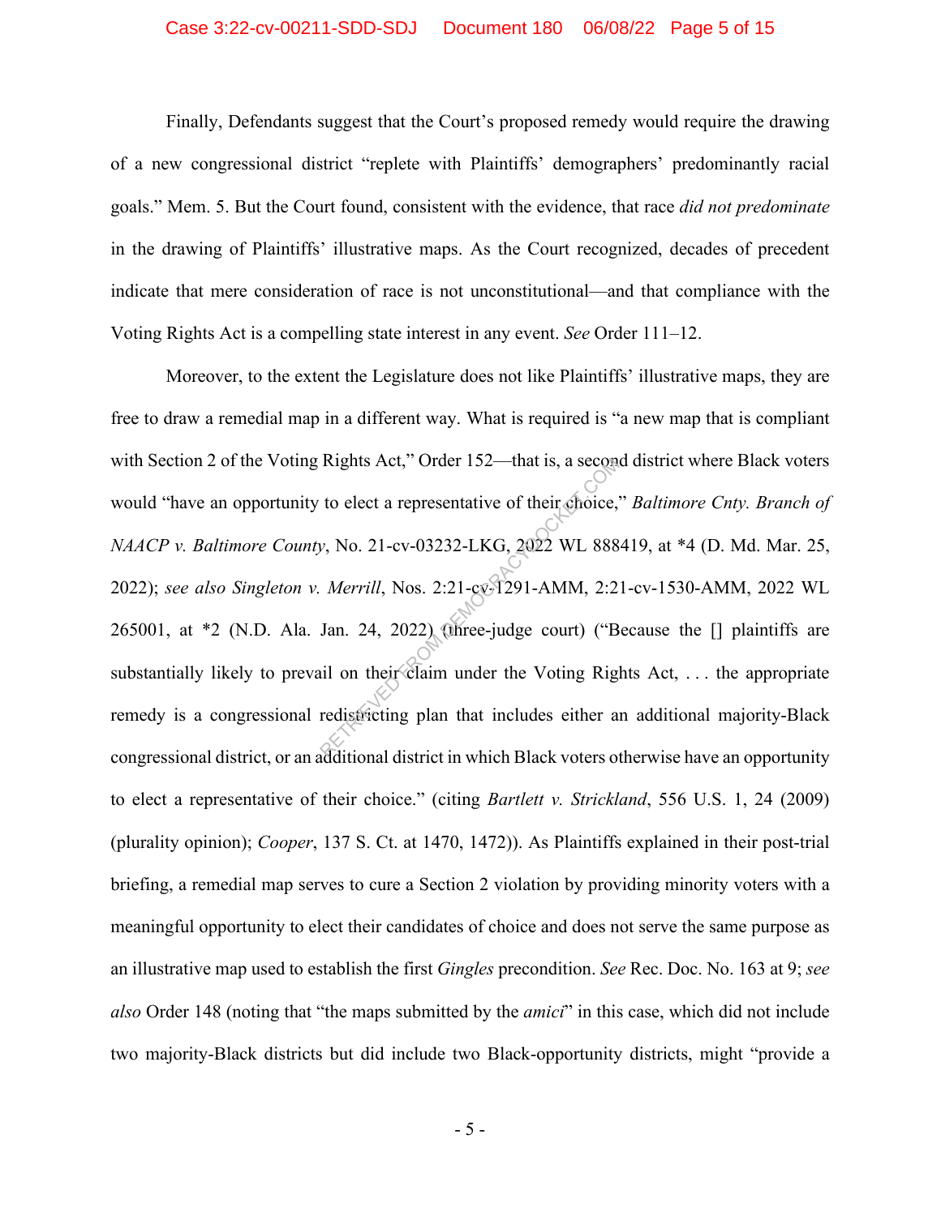Finally, Defendants suggest that the Court's proposed remedy would require the drawing of a new congressional district "replete with Plaintiffs' demographers' predominantly racial goals." Mem. 5. But the Court found, consistent with the evidence, that race *did not predominate* in the drawing of Plaintiffs' illustrative maps. As the Court recognized, decades of precedent indicate that mere consideration of race is not unconstitutional—and that compliance with the Voting Rights Act is a compelling state interest in any event. *See* Order 111–12.

Moreover, to the extent the Legislature does not like Plaintiffs' illustrative maps, they are free to draw a remedial map in a different way. What is required is "a new map that is compliant with Section 2 of the Voting Rights Act," Order 152—that is, a second district where Black voters would "have an opportunity to elect a representative of their choice," *Baltimore Cnty. Branch of NAACP v. Baltimore County*, No. 21-cv-03232-LKG, 2022 WL 888419, at *4 (D. Md. Mar. 25, 2022); *see also Singleton v. Merrill*, Nos. 2:21-cv-1291-AMM, 2:21-cv-1530-AMM, 2022 WL 265001, at *2 (N.D. Ala. Jan. 24, 2022) (three-judge court) ("Because the [] plaintiffs are substantially likely to prevail on their claim under the Voting Rights Act, . . . the appropriate remedy is a congressional redistricting plan that includes either an additional majority-Black congressional district, or an additional district in which Black voters otherwise have an opportunity to elect a representative of their choice." (citing *Bartlett v. Strickland*, 556 U.S. 1, 24 (2009) (plurality opinion); *Cooper*, 137 S. Ct. at 1470, 1472)). As Plaintiffs explained in their post-trial briefing, a remedial map serves to cure a Section 2 violation by providing minority voters with a meaningful opportunity to elect their candidates of choice and does not serve the same purpose as an illustrative map used to establish the first *Gingles* precondition. *See* Rec. Doc. No. 163 at 9; *see also* Order 148 (noting that "the maps submitted by the *amici*" in this case, which did not include two majority-Black districts but did include two Black-opportunity districts, might "provide a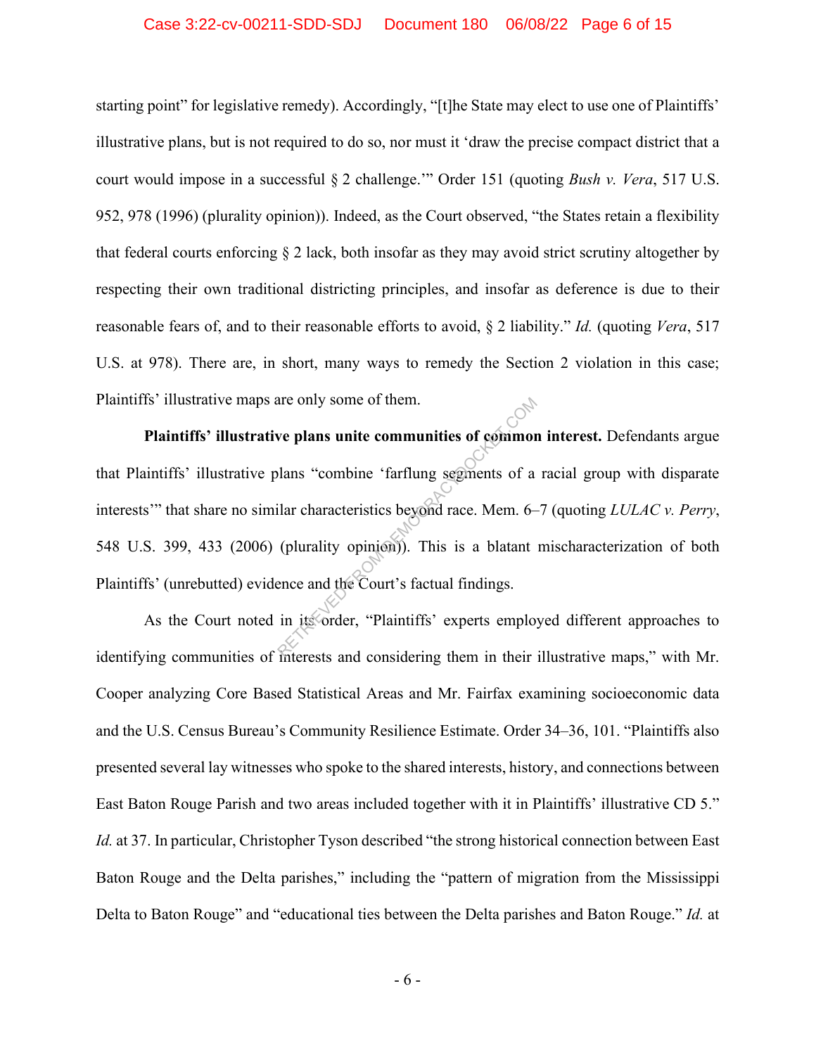starting point" for legislative remedy). Accordingly, "[t]he State may elect to use one of Plaintiffs' illustrative plans, but is not required to do so, nor must it 'draw the precise compact district that a court would impose in a successful § 2 challenge.'" Order 151 (quoting *Bush v. Vera*, 517 U.S. 952, 978 (1996) (plurality opinion)). Indeed, as the Court observed, "the States retain a flexibility that federal courts enforcing § 2 lack, both insofar as they may avoid strict scrutiny altogether by respecting their own traditional districting principles, and insofar as deference is due to their reasonable fears of, and to their reasonable efforts to avoid, § 2 liability." *Id.* (quoting *Vera*, 517 U.S. at 978). There are, in short, many ways to remedy the Section 2 violation in this case; Plaintiffs' illustrative maps are only some of them.

**Plaintiffs' illustrative plans unite communities of common interest.** Defendants argue that Plaintiffs' illustrative plans "combine 'farflung segments of a racial group with disparate interests'" that share no similar characteristics beyond race. Mem. 6–7 (quoting *LULAC v. Perry*, 548 U.S. 399, 433 (2006) (plurality opinion)). This is a blatant mischaracterization of both Plaintiffs' (unrebutted) evidence and the Court's factual findings.

As the Court noted in its order, "Plaintiffs' experts employed different approaches to identifying communities of interests and considering them in their illustrative maps," with Mr. Cooper analyzing Core Based Statistical Areas and Mr. Fairfax examining socioeconomic data and the U.S. Census Bureau's Community Resilience Estimate. Order 34–36, 101. "Plaintiffs also presented several lay witnesses who spoke to the shared interests, history, and connections between East Baton Rouge Parish and two areas included together with it in Plaintiffs' illustrative CD 5." *Id.* at 37. In particular, Christopher Tyson described "the strong historical connection between East Baton Rouge and the Delta parishes," including the "pattern of migration from the Mississippi Delta to Baton Rouge" and "educational ties between the Delta parishes and Baton Rouge." *Id.* at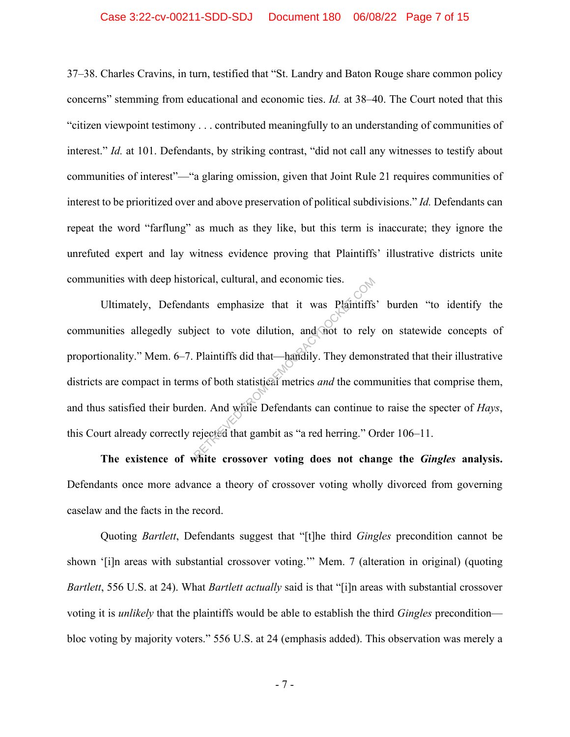37–38. Charles Cravins, in turn, testified that "St. Landry and Baton Rouge share common policy concerns" stemming from educational and economic ties. *Id.* at 38–40. The Court noted that this "citizen viewpoint testimony . . . contributed meaningfully to an understanding of communities of interest." *Id.* at 101. Defendants, by striking contrast, "did not call any witnesses to testify about communities of interest"—"a glaring omission, given that Joint Rule 21 requires communities of interest to be prioritized over and above preservation of political subdivisions." *Id.* Defendants can repeat the word "farflung" as much as they like, but this term is inaccurate; they ignore the unrefuted expert and lay witness evidence proving that Plaintiffs' illustrative districts unite communities with deep historical, cultural, and economic ties.

Ultimately, Defendants emphasize that it was Plaintiffs' burden "to identify the communities allegedly subject to vote dilution, and not to rely on statewide concepts of proportionality." Mem. 6–7. Plaintiffs did that—handily. They demonstrated that their illustrative districts are compact in terms of both statistical metrics *and* the communities that comprise them, and thus satisfied their burden. And while Defendants can continue to raise the specter of *Hays*, this Court already correctly rejected that gambit as "a red herring." Order 106–11.

**The existence of white crossover voting does not change the *Gingles* analysis.** Defendants once more advance a theory of crossover voting wholly divorced from governing caselaw and the facts in the record.

Quoting *Bartlett*, Defendants suggest that "[t]he third *Gingles* precondition cannot be shown '[i]n areas with substantial crossover voting.'" Mem. 7 (alteration in original) (quoting *Bartlett*, 556 U.S. at 24). What *Bartlett actually* said is that "[i]n areas with substantial crossover voting it is *unlikely* that the plaintiffs would be able to establish the third *Gingles* precondition—bloc voting by majority voters." 556 U.S. at 24 (emphasis added). This observation was merely a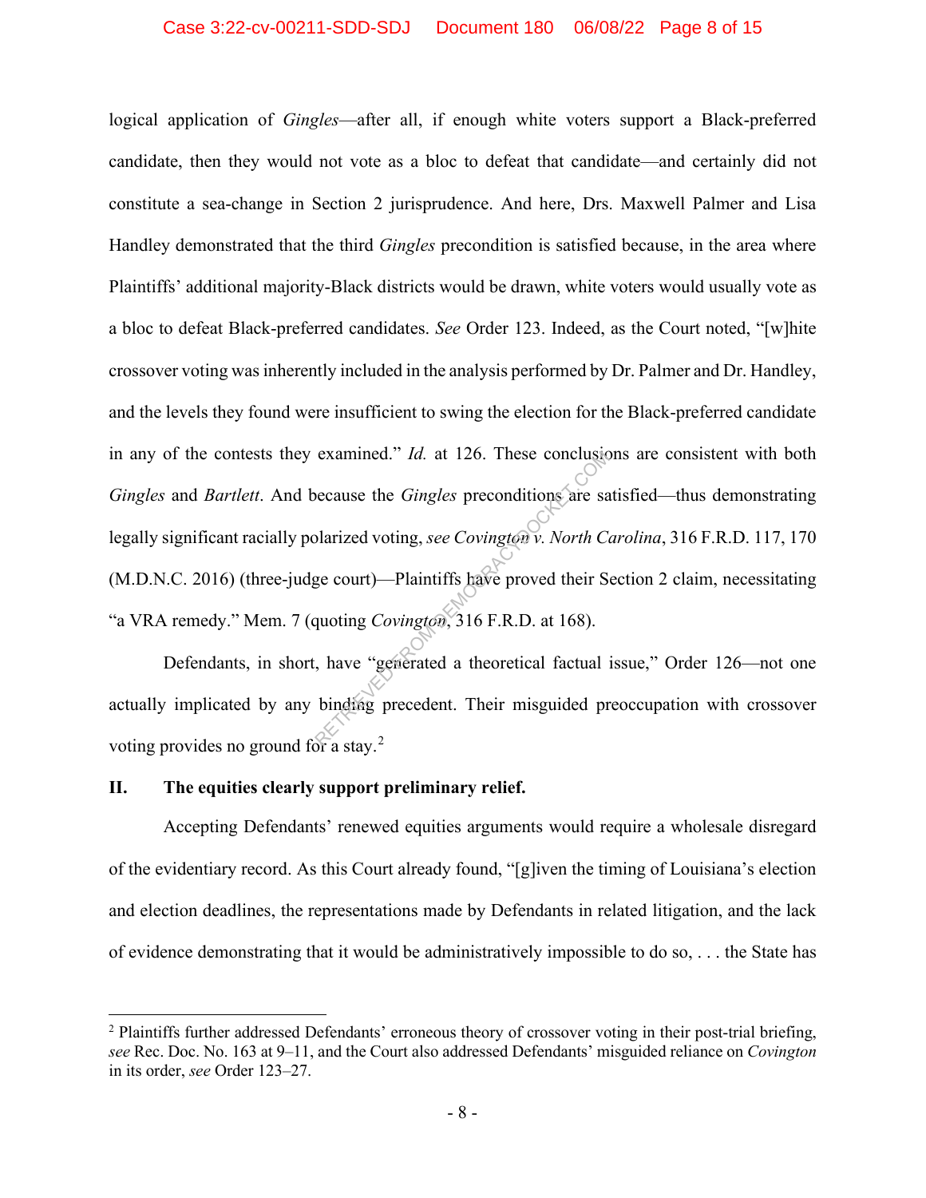logical application of *Gingles*—after all, if enough white voters support a Black-preferred candidate, then they would not vote as a bloc to defeat that candidate—and certainly did not constitute a sea-change in Section 2 jurisprudence. And here, Drs. Maxwell Palmer and Lisa Handley demonstrated that the third *Gingles* precondition is satisfied because, in the area where Plaintiffs' additional majority-Black districts would be drawn, white voters would usually vote as a bloc to defeat Black-preferred candidates. *See* Order 123. Indeed, as the Court noted, "[w]hite crossover voting was inherently included in the analysis performed by Dr. Palmer and Dr. Handley, and the levels they found were insufficient to swing the election for the Black-preferred candidate in any of the contests they examined." *Id.* at 126. These conclusions are consistent with both *Gingles* and *Bartlett*. And because the *Gingles* preconditions are satisfied—thus demonstrating legally significant racially polarized voting, *see Covington v. North Carolina*, 316 F.R.D. 117, 170 (M.D.N.C. 2016) (three-judge court)—Plaintiffs have proved their Section 2 claim, necessitating "a VRA remedy." Mem. 7 (quoting *Covington*, 316 F.R.D. at 168).

Defendants, in short, have "generated a theoretical factual issue," Order 126—not one actually implicated by any binding precedent. Their misguided preoccupation with crossover voting provides no ground for a stay.[2]

## II. The equities clearly support preliminary relief.

Accepting Defendants' renewed equities arguments would require a wholesale disregard of the evidentiary record. As this Court already found, "[g]iven the timing of Louisiana's election and election deadlines, the representations made by Defendants in related litigation, and the lack of evidence demonstrating that it would be administratively impossible to do so, . . . the State has

[2] Plaintiffs further addressed Defendants' erroneous theory of crossover voting in their post-trial briefing, *see* Rec. Doc. No. 163 at 9–11, and the Court also addressed Defendants' misguided reliance on *Covington* in its order, *see* Order 123–27.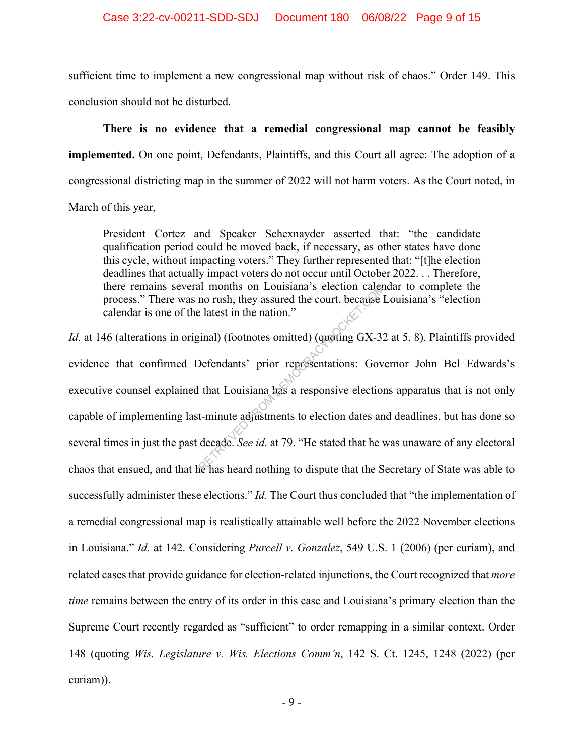sufficient time to implement a new congressional map without risk of chaos." Order 149. This conclusion should not be disturbed.

**There is no evidence that a remedial congressional map cannot be feasibly implemented.** On one point, Defendants, Plaintiffs, and this Court all agree: The adoption of a congressional districting map in the summer of 2022 will not harm voters. As the Court noted, in March of this year,

> President Cortez and Speaker Schexnayder asserted that: "the candidate qualification period could be moved back, if necessary, as other states have done this cycle, without impacting voters." They further represented that: "[t]he election deadlines that actually impact voters do not occur until October 2022. . . Therefore, there remains several months on Louisiana's election calendar to complete the process." There was no rush, they assured the court, because Louisiana's "election calendar is one of the latest in the nation."

*Id*. at 146 (alterations in original) (footnotes omitted) (quoting GX-32 at 5, 8). Plaintiffs provided evidence that confirmed Defendants' prior representations: Governor John Bel Edwards's executive counsel explained that Louisiana has a responsive elections apparatus that is not only capable of implementing last-minute adjustments to election dates and deadlines, but has done so several times in just the past decade. *See id.* at 79. "He stated that he was unaware of any electoral chaos that ensued, and that he has heard nothing to dispute that the Secretary of State was able to successfully administer these elections." *Id.* The Court thus concluded that "the implementation of a remedial congressional map is realistically attainable well before the 2022 November elections in Louisiana." *Id.* at 142. Considering *Purcell v. Gonzalez*, 549 U.S. 1 (2006) (per curiam), and related cases that provide guidance for election-related injunctions, the Court recognized that *more time* remains between the entry of its order in this case and Louisiana's primary election than the Supreme Court recently regarded as "sufficient" to order remapping in a similar context. Order 148 (quoting *Wis. Legislature v. Wis. Elections Comm'n*, 142 S. Ct. 1245, 1248 (2022) (per curiam)).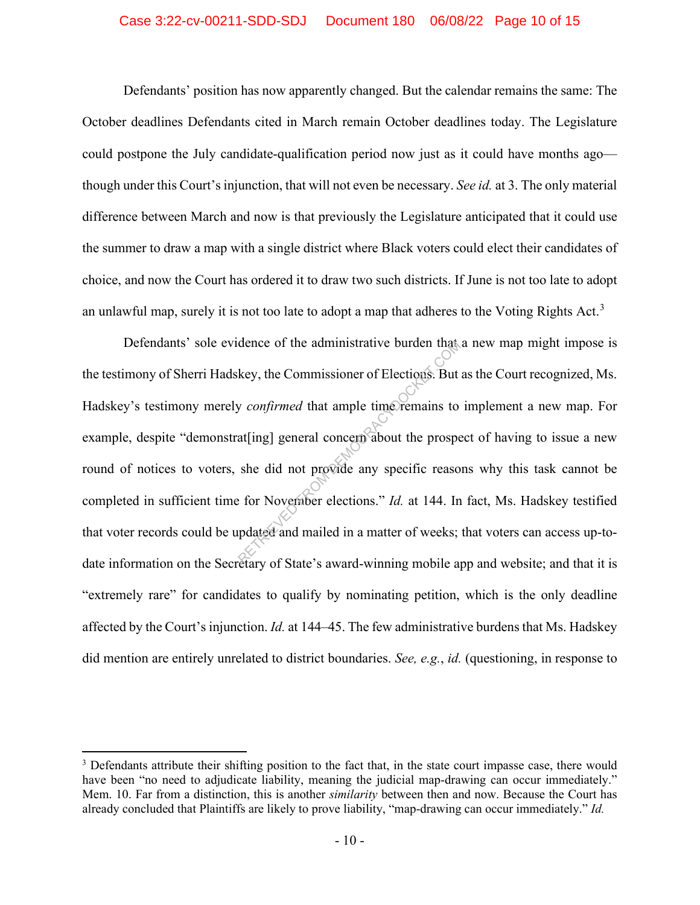Defendants' position has now apparently changed. But the calendar remains the same: The October deadlines Defendants cited in March remain October deadlines today. The Legislature could postpone the July candidate-qualification period now just as it could have months ago—though under this Court's injunction, that will not even be necessary. *See id.* at 3. The only material difference between March and now is that previously the Legislature anticipated that it could use the summer to draw a map with a single district where Black voters could elect their candidates of choice, and now the Court has ordered it to draw two such districts. If June is not too late to adopt an unlawful map, surely it is not too late to adopt a map that adheres to the Voting Rights Act.[3]

Defendants' sole evidence of the administrative burden that a new map might impose is the testimony of Sherri Hadskey, the Commissioner of Elections. But as the Court recognized, Ms. Hadskey's testimony merely *confirmed* that ample time remains to implement a new map. For example, despite "demonstrat[ing] general concern about the prospect of having to issue a new round of notices to voters, she did not provide any specific reasons why this task cannot be completed in sufficient time for November elections." *Id.* at 144. In fact, Ms. Hadskey testified that voter records could be updated and mailed in a matter of weeks; that voters can access up-to-date information on the Secretary of State's award-winning mobile app and website; and that it is "extremely rare" for candidates to qualify by nominating petition, which is the only deadline affected by the Court's injunction. *Id.* at 144–45. The few administrative burdens that Ms. Hadskey did mention are entirely unrelated to district boundaries. *See, e.g.*, *id.* (questioning, in response to

---

[3] Defendants attribute their shifting position to the fact that, in the state court impasse case, there would have been "no need to adjudicate liability, meaning the judicial map-drawing can occur immediately." Mem. 10. Far from a distinction, this is another *similarity* between then and now. Because the Court has already concluded that Plaintiffs are likely to prove liability, "map-drawing can occur immediately." *Id.*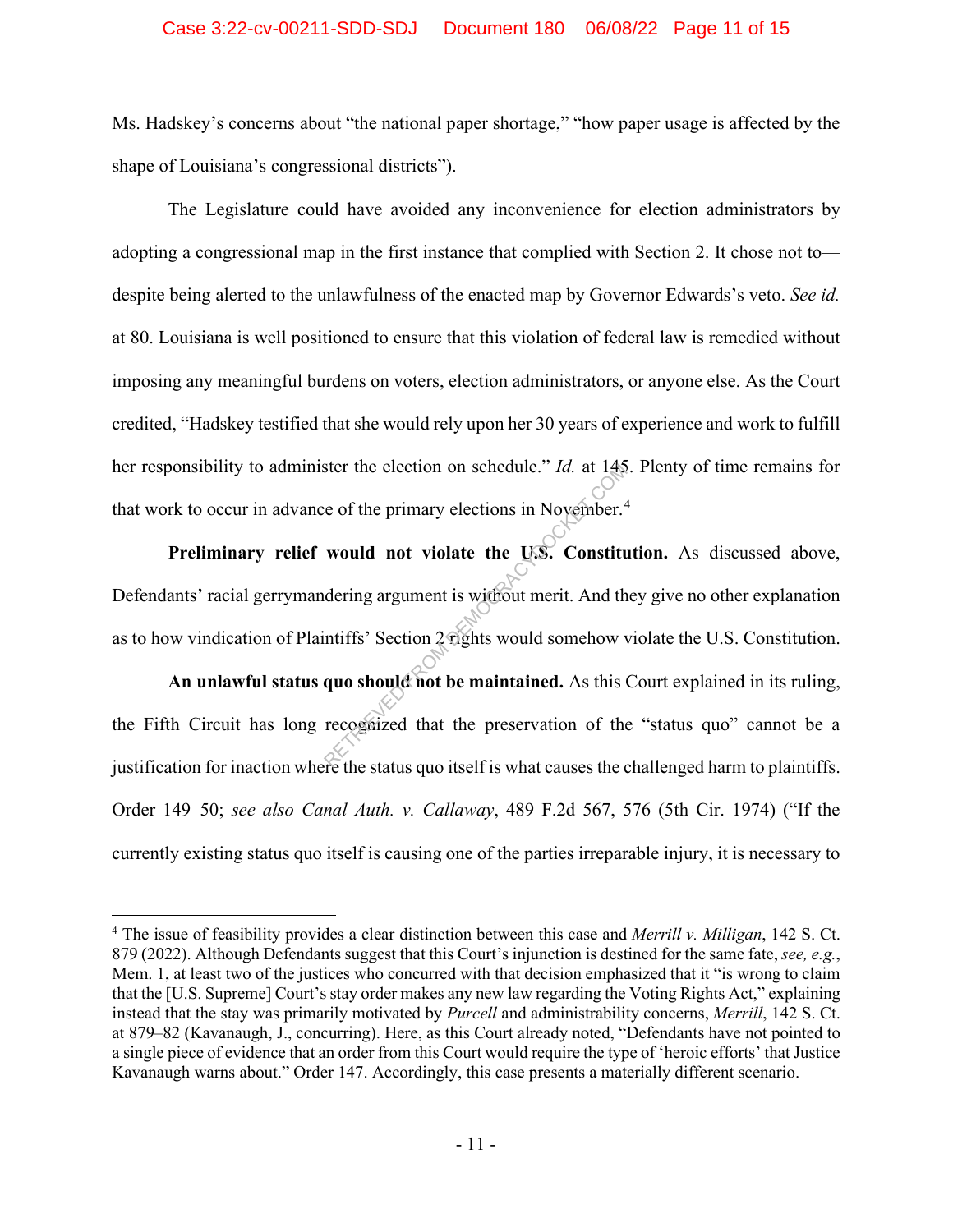Ms. Hadskey's concerns about "the national paper shortage," "how paper usage is affected by the shape of Louisiana's congressional districts").

The Legislature could have avoided any inconvenience for election administrators by adopting a congressional map in the first instance that complied with Section 2. It chose not to—despite being alerted to the unlawfulness of the enacted map by Governor Edwards's veto. *See id.* at 80. Louisiana is well positioned to ensure that this violation of federal law is remedied without imposing any meaningful burdens on voters, election administrators, or anyone else. As the Court credited, "Hadskey testified that she would rely upon her 30 years of experience and work to fulfill her responsibility to administer the election on schedule." *Id.* at 145. Plenty of time remains for that work to occur in advance of the primary elections in November.[4]

**Preliminary relief would not violate the U.S. Constitution.** As discussed above, Defendants' racial gerrymandering argument is without merit. And they give no other explanation as to how vindication of Plaintiffs' Section 2 rights would somehow violate the U.S. Constitution.

**An unlawful status quo should not be maintained.** As this Court explained in its ruling, the Fifth Circuit has long recognized that the preservation of the "status quo" cannot be a justification for inaction where the status quo itself is what causes the challenged harm to plaintiffs. Order 149–50; *see also Canal Auth. v. Callaway*, 489 F.2d 567, 576 (5th Cir. 1974) ("If the currently existing status quo itself is causing one of the parties irreparable injury, it is necessary to

[4] The issue of feasibility provides a clear distinction between this case and *Merrill v. Milligan*, 142 S. Ct. 879 (2022). Although Defendants suggest that this Court's injunction is destined for the same fate, *see, e.g.*, Mem. 1, at least two of the justices who concurred with that decision emphasized that it "is wrong to claim that the [U.S. Supreme] Court's stay order makes any new law regarding the Voting Rights Act," explaining instead that the stay was primarily motivated by *Purcell* and administrability concerns, *Merrill*, 142 S. Ct. at 879–82 (Kavanaugh, J., concurring). Here, as this Court already noted, "Defendants have not pointed to a single piece of evidence that an order from this Court would require the type of 'heroic efforts' that Justice Kavanaugh warns about." Order 147. Accordingly, this case presents a materially different scenario.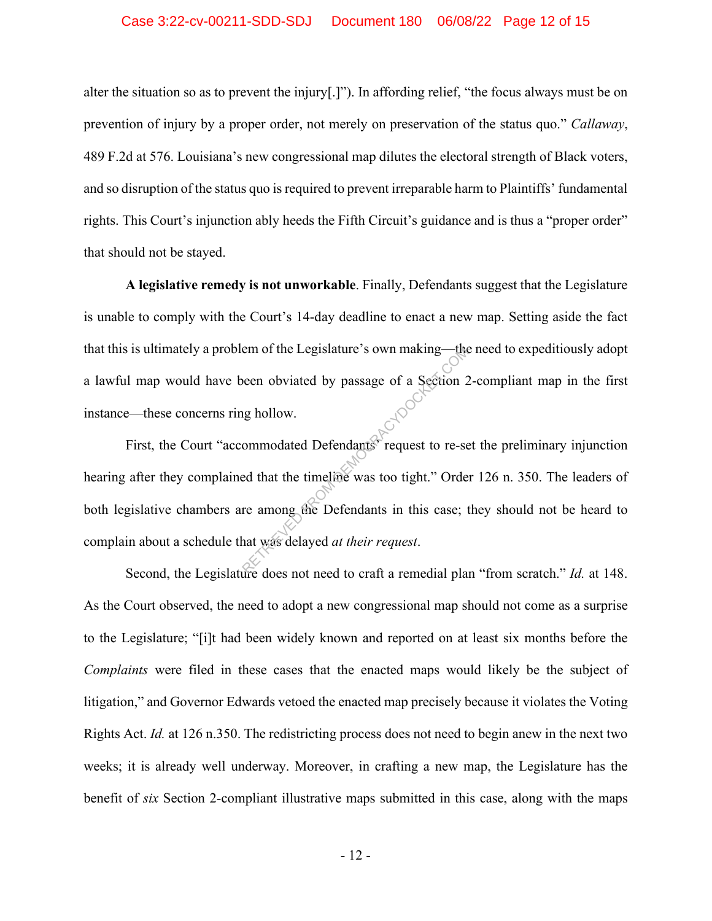alter the situation so as to prevent the injury[.]"). In affording relief, "the focus always must be on prevention of injury by a proper order, not merely on preservation of the status quo." *Callaway*, 489 F.2d at 576. Louisiana's new congressional map dilutes the electoral strength of Black voters, and so disruption of the status quo is required to prevent irreparable harm to Plaintiffs' fundamental rights. This Court's injunction ably heeds the Fifth Circuit's guidance and is thus a "proper order" that should not be stayed.

**A legislative remedy is not unworkable**. Finally, Defendants suggest that the Legislature is unable to comply with the Court's 14-day deadline to enact a new map. Setting aside the fact that this is ultimately a problem of the Legislature's own making—the need to expeditiously adopt a lawful map would have been obviated by passage of a Section 2-compliant map in the first instance—these concerns ring hollow.

First, the Court "accommodated Defendants' request to re-set the preliminary injunction hearing after they complained that the timeline was too tight." Order 126 n. 350. The leaders of both legislative chambers are among the Defendants in this case; they should not be heard to complain about a schedule that was delayed *at their request*.

Second, the Legislature does not need to craft a remedial plan "from scratch." *Id.* at 148. As the Court observed, the need to adopt a new congressional map should not come as a surprise to the Legislature; "[i]t had been widely known and reported on at least six months before the *Complaints* were filed in these cases that the enacted maps would likely be the subject of litigation," and Governor Edwards vetoed the enacted map precisely because it violates the Voting Rights Act. *Id.* at 126 n.350. The redistricting process does not need to begin anew in the next two weeks; it is already well underway. Moreover, in crafting a new map, the Legislature has the benefit of *six* Section 2-compliant illustrative maps submitted in this case, along with the maps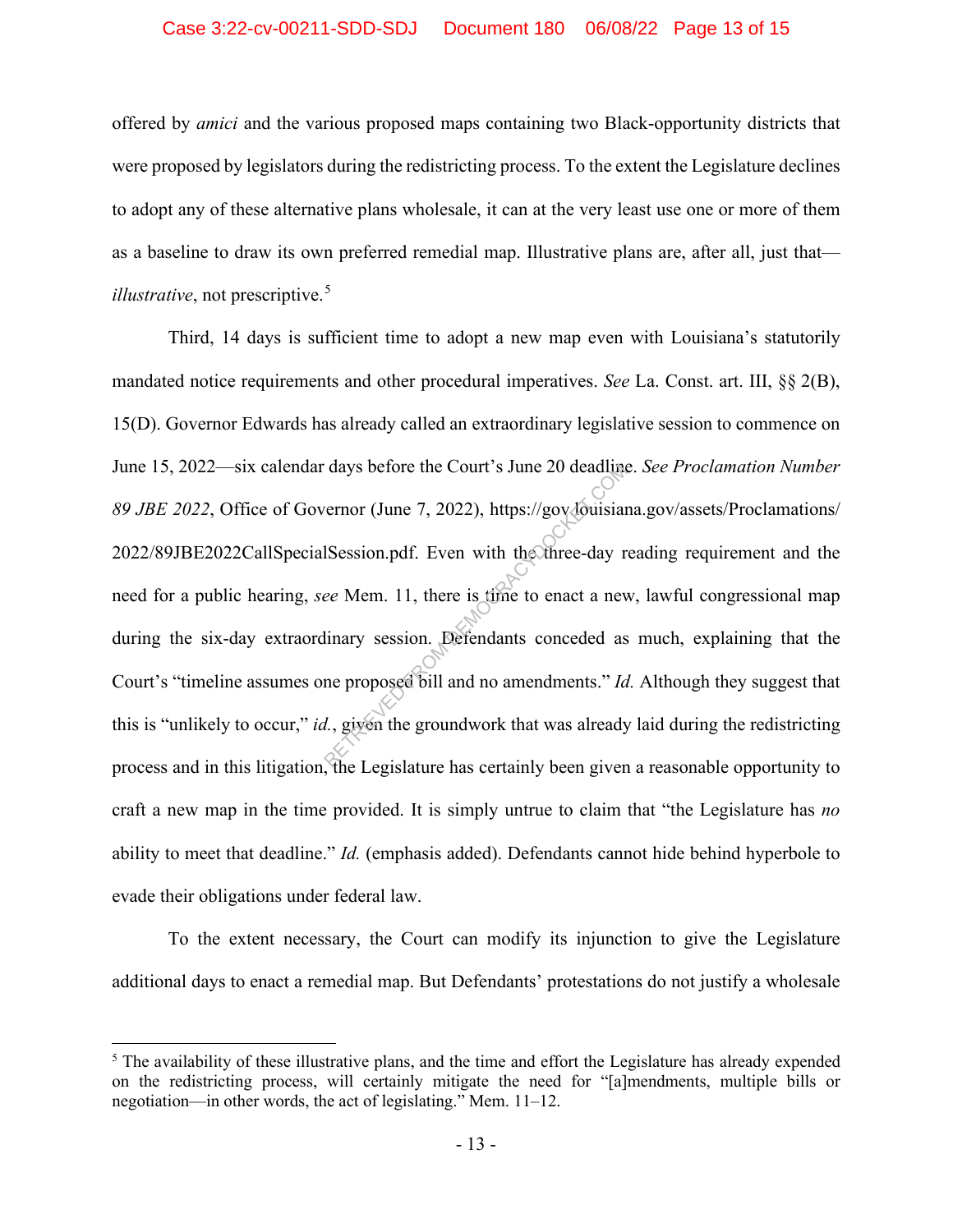offered by *amici* and the various proposed maps containing two Black-opportunity districts that were proposed by legislators during the redistricting process. To the extent the Legislature declines to adopt any of these alternative plans wholesale, it can at the very least use one or more of them as a baseline to draw its own preferred remedial map. Illustrative plans are, after all, just that—*illustrative*, not prescriptive.[5]

Third, 14 days is sufficient time to adopt a new map even with Louisiana's statutorily mandated notice requirements and other procedural imperatives. *See* La. Const. art. III, §§ 2(B), 15(D). Governor Edwards has already called an extraordinary legislative session to commence on June 15, 2022—six calendar days before the Court's June 20 deadline. *See Proclamation Number 89 JBE 2022*, Office of Governor (June 7, 2022), https://gov.louisiana.gov/assets/Proclamations/2022/89JBE2022CallSpecialSession.pdf. Even with the three-day reading requirement and the need for a public hearing, *see* Mem. 11, there is time to enact a new, lawful congressional map during the six-day extraordinary session. Defendants conceded as much, explaining that the Court's "timeline assumes one proposed bill and no amendments." *Id.* Although they suggest that this is "unlikely to occur," *id.*, given the groundwork that was already laid during the redistricting process and in this litigation, the Legislature has certainly been given a reasonable opportunity to craft a new map in the time provided. It is simply untrue to claim that "the Legislature has *no* ability to meet that deadline." *Id.* (emphasis added). Defendants cannot hide behind hyperbole to evade their obligations under federal law.

To the extent necessary, the Court can modify its injunction to give the Legislature additional days to enact a remedial map. But Defendants' protestations do not justify a wholesale

[5] The availability of these illustrative plans, and the time and effort the Legislature has already expended on the redistricting process, will certainly mitigate the need for "[a]mendments, multiple bills or negotiation—in other words, the act of legislating." Mem. 11–12.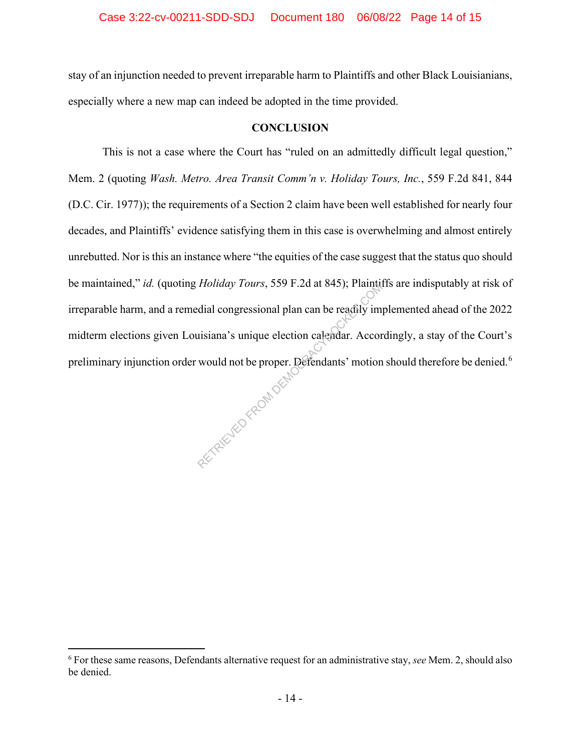stay of an injunction needed to prevent irreparable harm to Plaintiffs and other Black Louisianians, especially where a new map can indeed be adopted in the time provided.

## CONCLUSION

This is not a case where the Court has "ruled on an admittedly difficult legal question," Mem. 2 (quoting *Wash. Metro. Area Transit Comm'n v. Holiday Tours, Inc.*, 559 F.2d 841, 844 (D.C. Cir. 1977)); the requirements of a Section 2 claim have been well established for nearly four decades, and Plaintiffs' evidence satisfying them in this case is overwhelming and almost entirely unrebutted. Nor is this an instance where "the equities of the case suggest that the status quo should be maintained," *id.* (quoting *Holiday Tours*, 559 F.2d at 845); Plaintiffs are indisputably at risk of irreparable harm, and a remedial congressional plan can be readily implemented ahead of the 2022 midterm elections given Louisiana's unique election calendar. Accordingly, a stay of the Court's preliminary injunction order would not be proper. Defendants' motion should therefore be denied.[6]

---

[6] For these same reasons, Defendants alternative request for an administrative stay, *see* Mem. 2, should also be denied.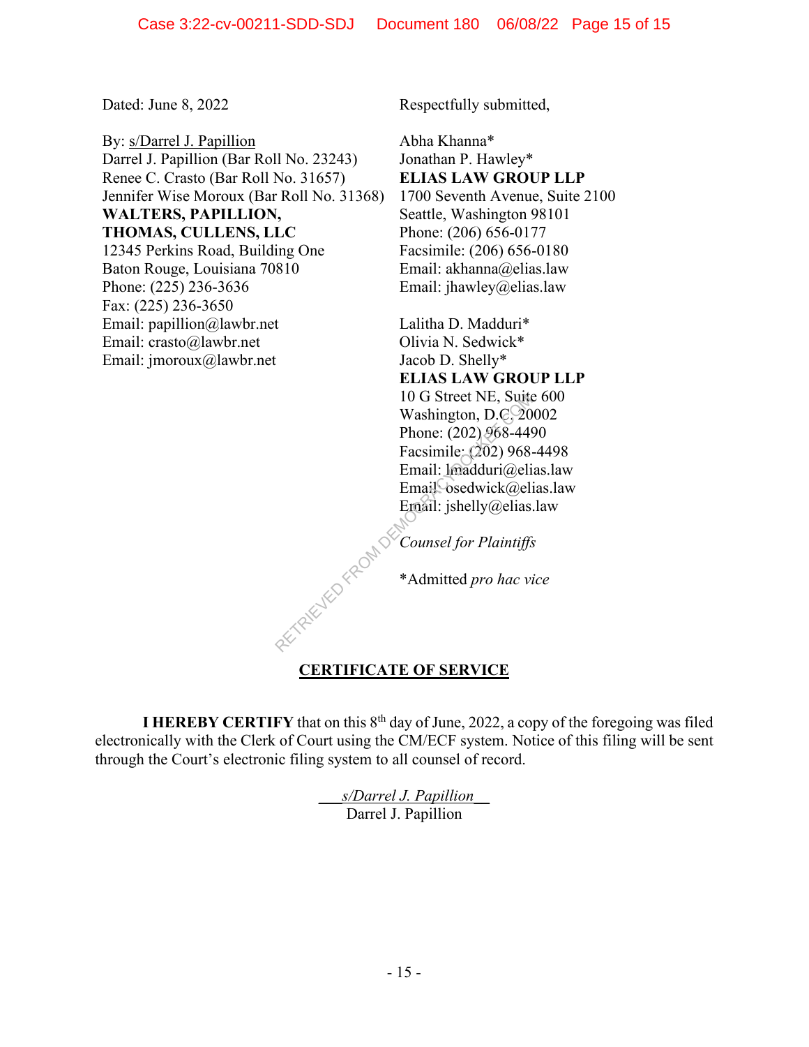Dated: June 8, 2022

By: s/Darrel J. Papillion
Darrel J. Papillion (Bar Roll No. 23243)
Renee C. Crasto (Bar Roll No. 31657)
Jennifer Wise Moroux (Bar Roll No. 31368)
**WALTERS, PAPILLION, THOMAS, CULLENS, LLC**
12345 Perkins Road, Building One
Baton Rouge, Louisiana 70810
Phone: (225) 236-3636
Fax: (225) 236-3650
Email: papillion@lawbr.net
Email: crasto@lawbr.net
Email: jmoroux@lawbr.net

Respectfully submitted,

Abha Khanna*
Jonathan P. Hawley*
**ELIAS LAW GROUP LLP**
1700 Seventh Avenue, Suite 2100
Seattle, Washington 98101
Phone: (206) 656-0177
Facsimile: (206) 656-0180
Email: akhanna@elias.law
Email: jhawley@elias.law

Lalitha D. Madduri*
Olivia N. Sedwick*
Jacob D. Shelly*
**ELIAS LAW GROUP LLP**
10 G Street NE, Suite 600
Washington, D.C. 20002
Phone: (202) 968-4490
Facsimile: (202) 968-4498
Email: lmadduri@elias.law
Email: osedwick@elias.law
Email: jshelly@elias.law

*Counsel for Plaintiffs*

*Admitted *pro hac vice*

## CERTIFICATE OF SERVICE

**I HEREBY CERTIFY** that on this 8th day of June, 2022, a copy of the foregoing was filed electronically with the Clerk of Court using the CM/ECF system. Notice of this filing will be sent through the Court's electronic filing system to all counsel of record.

*s/Darrel J. Papillion*
Darrel J. Papillion